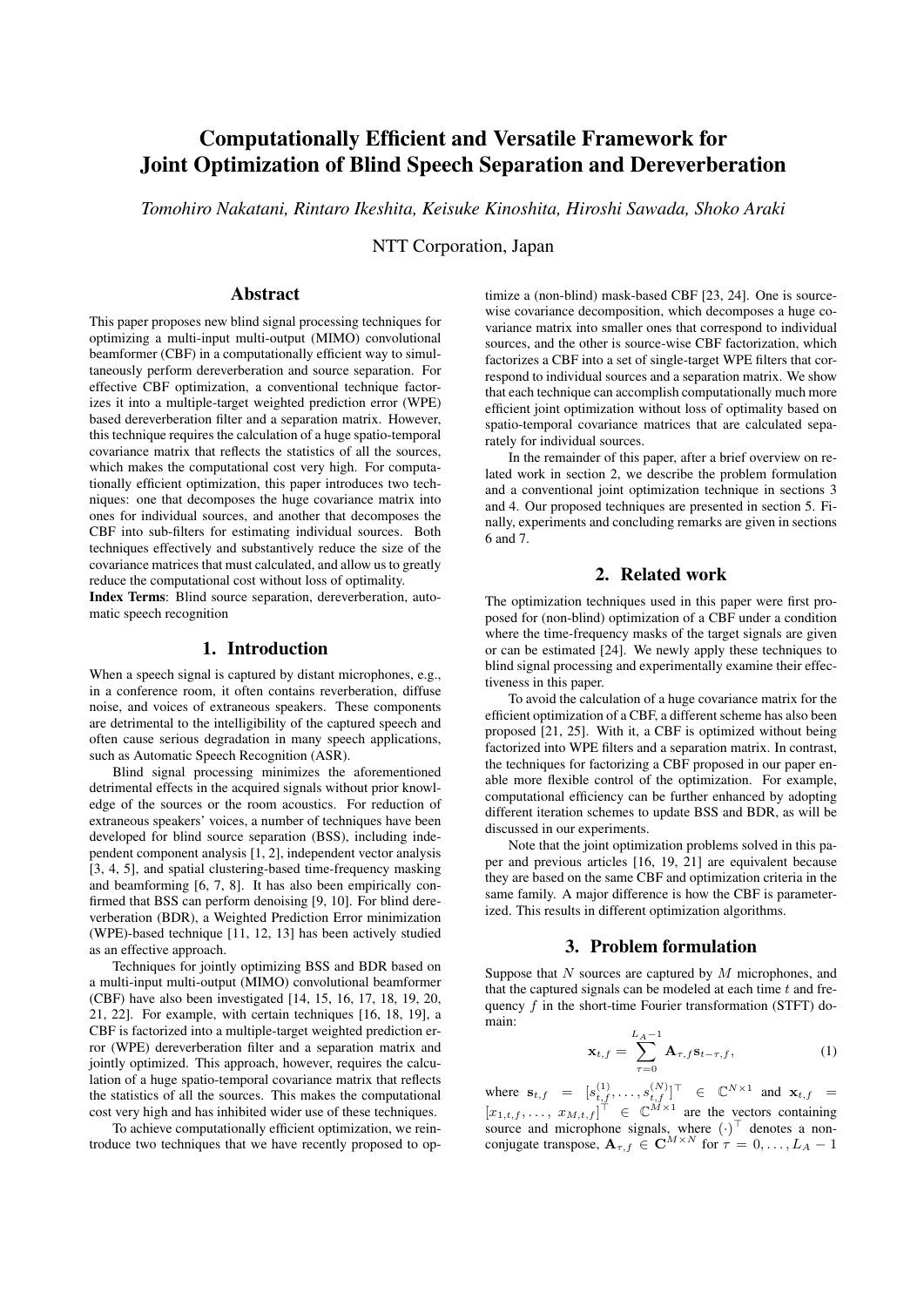# Computationally Efficient and Versatile Framework for Joint Optimization of Blind Speech Separation and Dereverberation

*Tomohiro Nakatani, Rintaro Ikeshita, Keisuke Kinoshita, Hiroshi Sawada, Shoko Araki*

NTT Corporation, Japan

## Abstract

This paper proposes new blind signal processing techniques for optimizing a multi-input multi-output (MIMO) convolutional beamformer (CBF) in a computationally efficient way to simultaneously perform dereverberation and source separation. For effective CBF optimization, a conventional technique factorizes it into a multiple-target weighted prediction error (WPE) based dereverberation filter and a separation matrix. However, this technique requires the calculation of a huge spatio-temporal covariance matrix that reflects the statistics of all the sources, which makes the computational cost very high. For computationally efficient optimization, this paper introduces two techniques: one that decomposes the huge covariance matrix into ones for individual sources, and another that decomposes the CBF into sub-filters for estimating individual sources. Both techniques effectively and substantively reduce the size of the covariance matrices that must calculated, and allow us to greatly reduce the computational cost without loss of optimality.

**Index Terms**: Blind source separation, dereverberation, automatic speech recognition

## 1. Introduction

When a speech signal is captured by distant microphones, e.g., in a conference room, it often contains reverberation, diffuse noise, and voices of extraneous speakers. These components are detrimental to the intelligibility of the captured speech and often cause serious degradation in many speech applications, such as Automatic Speech Recognition (ASR).

Blind signal processing minimizes the aforementioned detrimental effects in the acquired signals without prior knowledge of the sources or the room acoustics. For reduction of extraneous speakers' voices, a number of techniques have been developed for blind source separation (BSS), including independent component analysis [1, 2], independent vector analysis [3, 4, 5], and spatial clustering-based time-frequency masking and beamforming [6, 7, 8]. It has also been empirically confirmed that BSS can perform denoising [9, 10]. For blind dereverberation (BDR), a Weighted Prediction Error minimization (WPE)-based technique [11, 12, 13] has been actively studied as an effective approach.

Techniques for jointly optimizing BSS and BDR based on a multi-input multi-output (MIMO) convolutional beamformer (CBF) have also been investigated [14, 15, 16, 17, 18, 19, 20, 21, 22]. For example, with certain techniques [16, 18, 19], a CBF is factorized into a multiple-target weighted prediction error (WPE) dereverberation filter and a separation matrix and jointly optimized. This approach, however, requires the calculation of a huge spatio-temporal covariance matrix that reflects the statistics of all the sources. This makes the computational cost very high and has inhibited wider use of these techniques.

To achieve computationally efficient optimization, we reintroduce two techniques that we have recently proposed to optimize a (non-blind) mask-based CBF [23, 24]. One is source-wise covariance decomposition, which decomposes a huge covariance matrix into smaller ones that correspond to individual sources, and the other is source-wise CBF factorization, which factorizes a CBF into a set of single-target WPE filters that correspond to individual sources and a separation matrix. We show that each technique can accomplish computationally much more efficient joint optimization without loss of optimality based on spatio-temporal covariance matrices that are calculated separately for individual sources.

In the remainder of this paper, after a brief overview on related work in section 2, we describe the problem formulation and a conventional joint optimization technique in sections 3 and 4. Our proposed techniques are presented in section 5. Finally, experiments and concluding remarks are given in sections 6 and 7.

## 2. Related work

The optimization techniques used in this paper were first proposed for (non-blind) optimization of a CBF under a condition where the time-frequency masks of the target signals are given or can be estimated [24]. We newly apply these techniques to blind signal processing and experimentally examine their effectiveness in this paper.

To avoid the calculation of a huge covariance matrix for the efficient optimization of a CBF, a different scheme has also been proposed [21, 25]. With it, a CBF is optimized without being factorized into WPE filters and a separation matrix. In contrast, the techniques for factorizing a CBF proposed in our paper enable more flexible control of the optimization. For example, computational efficiency can be further enhanced by adopting different iteration schemes to update BSS and BDR, as will be discussed in our experiments.

Note that the joint optimization problems solved in this paper and previous articles [16, 19, 21] are equivalent because they are based on the same CBF and optimization criteria in the same family. A major difference is how the CBF is parameterized. This results in different optimization algorithms.

## 3. Problem formulation

Suppose that $N$ sources are captured by $M$ microphones, and that the captured signals can be modeled at each time $t$ and frequency $f$ in the short-time Fourier transformation (STFT) domain:

$$\mathbf{x}_{t,f} = \sum_{\tau=0}^{L_A-1} \mathbf{A}_{\tau,f}\mathbf{s}_{t-\tau,f}, \tag{1}$$

where $\mathbf{s}_{t,f} = [s_{t,f}^{(1)}, \ldots, s_{t,f}^{(N)}]^\top \in \mathbb{C}^{N\times 1}$ and $\mathbf{x}_{t,f} = [x_{1,t,f}, \ldots, x_{M,t,f}]^\top \in \mathbb{C}^{M\times 1}$ are the vectors containing source and microphone signals, where $(\cdot)^\top$ denotes a non-conjugate transpose, $\mathbf{A}_{\tau,f} \in \mathbf{C}^{M\times N}$ for $\tau = 0, \ldots, L_A - 1$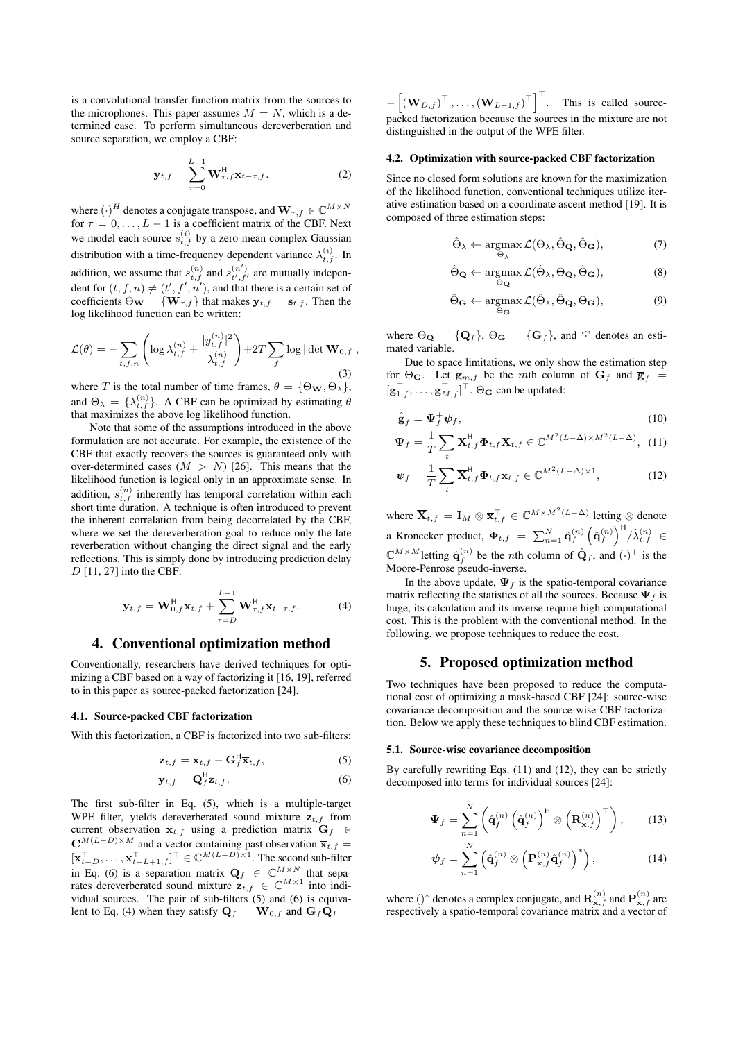is a convolutional transfer function matrix from the sources to the microphones. This paper assumes $M = N$, which is a determined case. To perform simultaneous dereverberation and source separation, we employ a CBF:

$$\mathbf{y}_{t,f} = \sum_{\tau=0}^{L-1} \mathbf{W}_{\tau,f}^{\mathsf{H}} \mathbf{x}_{t-\tau,f}. \tag{2}$$

where $(\cdot)^H$ denotes a conjugate transpose, and $\mathbf{W}_{\tau,f} \in \mathbb{C}^{M \times N}$ for $\tau = 0, \ldots, L-1$ is a coefficient matrix of the CBF. Next we model each source $s_{t,f}^{(i)}$ by a zero-mean complex Gaussian distribution with a time-frequency dependent variance $\lambda_{t,f}^{(i)}$. In addition, we assume that $s_{t,f}^{(n)}$ and $s_{t',f'}^{(n')}$ are mutually independent for $(t, f, n) \neq (t', f', n')$, and that there is a certain set of coefficients $\Theta_{\mathbf{W}} = \{\mathbf{W}_{\tau,f}\}$ that makes $\mathbf{y}_{t,f} = \mathbf{s}_{t,f}$. Then the log likelihood function can be written:

$$\mathcal{L}(\theta) = -\sum_{t,f,n} \left( \log \lambda_{t,f}^{(n)} + \frac{|y_{t,f}^{(n)}|^2}{\lambda_{t,f}^{(n)}} \right) + 2T \sum_f \log |\det \mathbf{W}_{0,f}|, \tag{3}$$

where $T$ is the total number of time frames, $\theta = \{\Theta_{\mathbf{W}}, \Theta_\lambda\}$, and $\Theta_\lambda = \{\lambda_{t,f}^{(n)}\}$. A CBF can be optimized by estimating $\theta$ that maximizes the above log likelihood function.

Note that some of the assumptions introduced in the above formulation are not accurate. For example, the existence of the CBF that exactly recovers the sources is guaranteed only with over-determined cases ($M > N$) [26]. This means that the likelihood function is logical only in an approximate sense. In addition, $s_{t,f}^{(n)}$ inherently has temporal correlation within each short time duration. A technique is often introduced to prevent the inherent correlation from being decorrelated by the CBF, where we set the dereverberation goal to reduce only the late reverberation without changing the direct signal and the early reflections. This is simply done by introducing prediction delay $D$ [11, 27] into the CBF:

$$\mathbf{y}_{t,f} = \mathbf{W}_{0,f}^{\mathsf{H}} \mathbf{x}_{t,f} + \sum_{\tau=D}^{L-1} \mathbf{W}_{\tau,f}^{\mathsf{H}} \mathbf{x}_{t-\tau,f}. \tag{4}$$

## 4. Conventional optimization method

Conventionally, researchers have derived techniques for optimizing a CBF based on a way of factorizing it [16, 19], referred to in this paper as source-packed factorization [24].

### 4.1. Source-packed CBF factorization

With this factorization, a CBF is factorized into two sub-filters:

$$\mathbf{z}_{t,f} = \mathbf{x}_{t,f} - \mathbf{G}_f^{\mathsf{H}} \overline{\mathbf{x}}_{t,f}, \tag{5}$$

$$\mathbf{y}_{t,f} = \mathbf{Q}_f^{\mathsf{H}} \mathbf{z}_{t,f}. \tag{6}$$

The first sub-filter in Eq. (5), which is a multiple-target WPE filter, yields dereverberated sound mixture $\mathbf{z}_{t,f}$ from current observation $\mathbf{x}_{t,f}$ using a prediction matrix $\mathbf{G}_f \in \mathbf{C}^{M(L-D) \times M}$ and a vector containing past observation $\overline{\mathbf{x}}_{t,f} = [\mathbf{x}_{t-D}^\top, \ldots, \mathbf{x}_{t-L+1,f}^\top]^\top \in \mathbb{C}^{M(L-D) \times 1}$. The second sub-filter in Eq. (6) is a separation matrix $\mathbf{Q}_f \in \mathbb{C}^{M \times N}$ that separates dereverberated sound mixture $\mathbf{z}_{t,f} \in \mathbb{C}^{M \times 1}$ into individual sources. The pair of sub-filters (5) and (6) is equivalent to Eq. (4) when they satisfy $\mathbf{Q}_f = \mathbf{W}_{0,f}$ and $\mathbf{G}_f \mathbf{Q}_f = -\left[ (\mathbf{W}_{D,f})^\top, \ldots, (\mathbf{W}_{L-1,f})^\top \right]^\top$. This is called source-packed factorization because the sources in the mixture are not distinguished in the output of the WPE filter.

### 4.2. Optimization with source-packed CBF factorization

Since no closed form solutions are known for the maximization of the likelihood function, conventional techniques utilize iterative estimation based on a coordinate ascent method [19]. It is composed of three estimation steps:

$$\hat{\Theta}_\lambda \leftarrow \underset{\Theta_\lambda}{\operatorname{argmax}}\, \mathcal{L}(\Theta_\lambda, \hat{\Theta}_{\mathbf{Q}}, \hat{\Theta}_{\mathbf{G}}), \tag{7}$$

$$\hat{\Theta}_{\mathbf{Q}} \leftarrow \underset{\Theta_{\mathbf{Q}}}{\operatorname{argmax}}\, \mathcal{L}(\hat{\Theta}_\lambda, \Theta_{\mathbf{Q}}, \hat{\Theta}_{\mathbf{G}}), \tag{8}$$

$$\hat{\Theta}_{\mathbf{G}} \leftarrow \underset{\Theta_{\mathbf{G}}}{\operatorname{argmax}}\, \mathcal{L}(\hat{\Theta}_\lambda, \hat{\Theta}_{\mathbf{Q}}, \Theta_{\mathbf{G}}), \tag{9}$$

where $\Theta_{\mathbf{Q}} = \{\mathbf{Q}_f\}$, $\Theta_{\mathbf{G}} = \{\mathbf{G}_f\}$, and '$\hat{\cdot}$' denotes an estimated variable.

Due to space limitations, we only show the estimation step for $\Theta_{\mathbf{G}}$. Let $\mathbf{g}_{m,f}$ be the $m$th column of $\mathbf{G}_f$ and $\overline{\mathbf{g}}_f = [\mathbf{g}_{1,f}^\top, \ldots, \mathbf{g}_{M,f}^\top]^\top$. $\Theta_{\mathbf{G}}$ can be updated:

$$\hat{\overline{\mathbf{g}}}_f = \mathbf{\Psi}_f^+ \boldsymbol{\psi}_f, \tag{10}$$

$$\mathbf{\Psi}_f = \frac{1}{T} \sum_t \overline{\mathbf{X}}_{t,f}^{\mathsf{H}} \mathbf{\Phi}_{t,f} \overline{\mathbf{X}}_{t,f} \in \mathbb{C}^{M^2(L-\Delta) \times M^2(L-\Delta)}, \tag{11}$$

$$\boldsymbol{\psi}_f = \frac{1}{T} \sum_t \overline{\mathbf{X}}_{t,f}^{\mathsf{H}} \mathbf{\Phi}_{t,f} \mathbf{x}_{t,f} \in \mathbb{C}^{M^2(L-\Delta) \times 1}, \tag{12}$$

where $\overline{\mathbf{X}}_{t,f} = \mathbf{I}_M \otimes \overline{\mathbf{x}}_{t,f}^\top \in \mathbb{C}^{M \times M^2(L-\Delta)}$ letting $\otimes$ denote a Kronecker product, $\mathbf{\Phi}_{t,f} = \sum_{n=1}^N \hat{\mathbf{q}}_f^{(n)} \left(\hat{\mathbf{q}}_f^{(n)}\right)^{\mathsf{H}} / \hat{\lambda}_{t,f}^{(n)} \in \mathbb{C}^{M \times M}$ letting $\hat{\mathbf{q}}_f^{(n)}$ be the $n$th column of $\hat{\mathbf{Q}}_f$, and $(\cdot)^+$ is the Moore-Penrose pseudo-inverse.

In the above update, $\mathbf{\Psi}_f$ is the spatio-temporal covariance matrix reflecting the statistics of all the sources. Because $\mathbf{\Psi}_f$ is huge, its calculation and its inverse require high computational cost. This is the problem with the conventional method. In the following, we propose techniques to reduce the cost.

## 5. Proposed optimization method

Two techniques have been proposed to reduce the computational cost of optimizing a mask-based CBF [24]: source-wise covariance decomposition and the source-wise CBF factorization. Below we apply these techniques to blind CBF estimation.

### 5.1. Source-wise covariance decomposition

By carefully rewriting Eqs. (11) and (12), they can be strictly decomposed into terms for individual sources [24]:

$$\mathbf{\Psi}_f = \sum_{n=1}^N \left( \hat{\mathbf{q}}_f^{(n)} \left(\hat{\mathbf{q}}_f^{(n)}\right)^{\mathsf{H}} \otimes \left(\mathbf{R}_{\mathbf{x},f}^{(n)}\right)^\top \right), \tag{13}$$

$$\boldsymbol{\psi}_f = \sum_{n=1}^N \left( \hat{\mathbf{q}}_f^{(n)} \otimes \left(\mathbf{P}_{\mathbf{x},f}^{(n)} \hat{\mathbf{q}}_f^{(n)}\right)^* \right), \tag{14}$$

where $()^*$ denotes a complex conjugate, and $\mathbf{R}_{\mathbf{x},f}^{(n)}$ and $\mathbf{P}_{\mathbf{x},f}^{(n)}$ are respectively a spatio-temporal covariance matrix and a vector of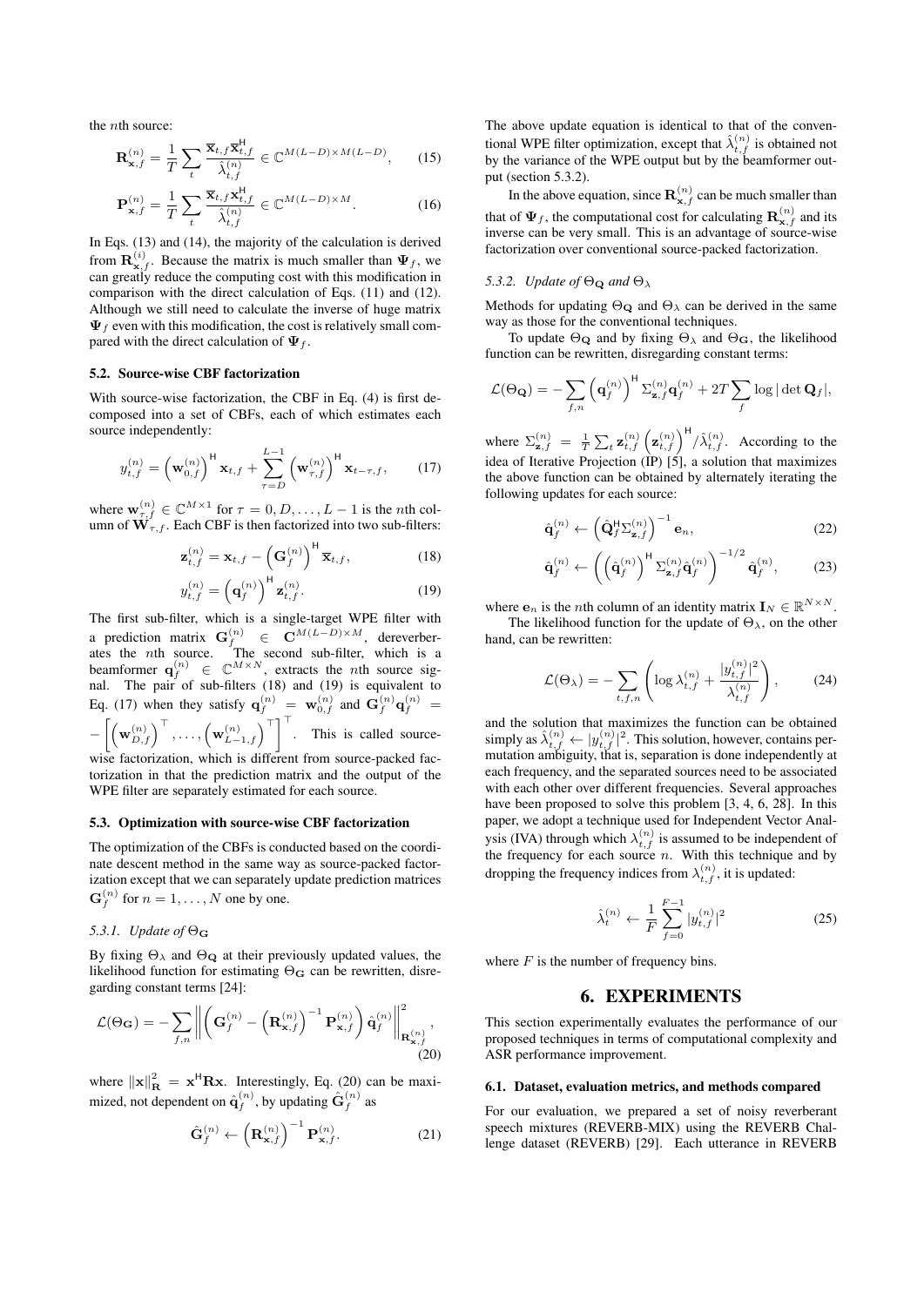the $n$th source:

$$\mathbf{R}_{\mathbf{x},f}^{(n)} = \frac{1}{T}\sum_t \frac{\overline{\mathbf{x}}_{t,f}\overline{\mathbf{x}}_{t,f}^{\mathsf{H}}}{\hat{\lambda}_{t,f}^{(n)}} \in \mathbb{C}^{M(L-D)\times M(L-D)}, \quad (15)$$

$$\mathbf{P}_{\mathbf{x},f}^{(n)} = \frac{1}{T}\sum_t \frac{\overline{\mathbf{x}}_{t,f}\mathbf{x}_{t,f}^{\mathsf{H}}}{\hat{\lambda}_{t,f}^{(n)}} \in \mathbb{C}^{M(L-D)\times M}. \quad (16)$$

In Eqs. (13) and (14), the majority of the calculation is derived from $\mathbf{R}_{\mathbf{x},f}^{(i)}$. Because the matrix is much smaller than $\mathbf{\Psi}_f$, we can greatly reduce the computing cost with this modification in comparison with the direct calculation of Eqs. (11) and (12). Although we still need to calculate the inverse of huge matrix $\mathbf{\Psi}_f$ even with this modification, the cost is relatively small compared with the direct calculation of $\mathbf{\Psi}_f$.

### 5.2. Source-wise CBF factorization

With source-wise factorization, the CBF in Eq. (4) is first decomposed into a set of CBFs, each of which estimates each source independently:

$$y_{t,f}^{(n)} = \left(\mathbf{w}_{0,f}^{(n)}\right)^{\mathsf{H}}\mathbf{x}_{t,f} + \sum_{\tau=D}^{L-1}\left(\mathbf{w}_{\tau,f}^{(n)}\right)^{\mathsf{H}}\mathbf{x}_{t-\tau,f}, \quad (17)$$

where $\mathbf{w}_{\tau,f}^{(n)} \in \mathbb{C}^{M\times 1}$ for $\tau = 0, D, \ldots, L-1$ is the $n$th column of $\mathbf{W}_{\tau,f}$. Each CBF is then factorized into two sub-filters:

$$\mathbf{z}_{t,f}^{(n)} = \mathbf{x}_{t,f} - \left(\mathbf{G}_f^{(n)}\right)^{\mathsf{H}}\overline{\mathbf{x}}_{t,f}, \quad (18)$$

$$y_{t,f}^{(n)} = \left(\mathbf{q}_f^{(n)}\right)^{\mathsf{H}}\mathbf{z}_{t,f}^{(n)}. \quad (19)$$

The first sub-filter, which is a single-target WPE filter with a prediction matrix $\mathbf{G}_f^{(n)} \in \mathbf{C}^{M(L-D)\times M}$, dereverberates the $n$th source. The second sub-filter, which is a beamformer $\mathbf{q}_f^{(n)} \in \mathbb{C}^{M\times N}$, extracts the $n$th source signal. The pair of sub-filters (18) and (19) is equivalent to Eq. (17) when they satisfy $\mathbf{q}_f^{(n)} = \mathbf{w}_{0,f}^{(n)}$ and $\mathbf{G}_f^{(n)}\mathbf{q}_f^{(n)} = -\left[\left(\mathbf{w}_{D,f}^{(n)}\right)^{\top}, \ldots, \left(\mathbf{w}_{L-1,f}^{(n)}\right)^{\top}\right]^{\top}$. This is called source-wise factorization, which is different from source-packed factorization in that the prediction matrix and the output of the WPE filter are separately estimated for each source.

### 5.3. Optimization with source-wise CBF factorization

The optimization of the CBFs is conducted based on the coordinate descent method in the same way as source-packed factorization except that we can separately update prediction matrices $\mathbf{G}_f^{(n)}$ for $n = 1, \ldots, N$ one by one.

#### 5.3.1. Update of $\Theta_{\mathbf{G}}$

By fixing $\Theta_\lambda$ and $\Theta_{\mathbf{Q}}$ at their previously updated values, the likelihood function for estimating $\Theta_{\mathbf{G}}$ can be rewritten, disregarding constant terms [24]:

$$\mathcal{L}(\Theta_{\mathbf{G}}) = -\sum_{f,n}\left\|\left(\mathbf{G}_f^{(n)} - \left(\mathbf{R}_{\mathbf{x},f}^{(n)}\right)^{-1}\mathbf{P}_{\mathbf{x},f}^{(n)}\right)\hat{\mathbf{q}}_f^{(n)}\right\|_{\mathbf{R}_{\mathbf{x},f}^{(n)}}^2, \quad (20)$$

where $\|\mathbf{x}\|_{\mathbf{R}}^2 = \mathbf{x}^{\mathsf{H}}\mathbf{R}\mathbf{x}$. Interestingly, Eq. (20) can be maximized, not dependent on $\hat{\mathbf{q}}_f^{(n)}$, by updating $\hat{\mathbf{G}}_f^{(n)}$ as

$$\hat{\mathbf{G}}_f^{(n)} \leftarrow \left(\mathbf{R}_{\mathbf{x},f}^{(n)}\right)^{-1}\mathbf{P}_{\mathbf{x},f}^{(n)}. \quad (21)$$

The above update equation is identical to that of the conventional WPE filter optimization, except that $\hat{\lambda}_{t,f}^{(n)}$ is obtained not by the variance of the WPE output but by the beamformer output (section 5.3.2).

In the above equation, since $\mathbf{R}_{\mathbf{x},f}^{(n)}$ can be much smaller than that of $\mathbf{\Psi}_f$, the computational cost for calculating $\mathbf{R}_{\mathbf{x},f}^{(n)}$ and its inverse can be very small. This is an advantage of source-wise factorization over conventional source-packed factorization.

#### 5.3.2. Update of $\Theta_{\mathbf{Q}}$ and $\Theta_\lambda$

Methods for updating $\Theta_{\mathbf{Q}}$ and $\Theta_\lambda$ can be derived in the same way as those for the conventional techniques.

To update $\Theta_{\mathbf{Q}}$ and by fixing $\Theta_\lambda$ and $\Theta_{\mathbf{G}}$, the likelihood function can be rewritten, disregarding constant terms:

$$\mathcal{L}(\Theta_{\mathbf{Q}}) = -\sum_{f,n}\left(\mathbf{q}_f^{(n)}\right)^{\mathsf{H}}\Sigma_{\mathbf{z},f}^{(n)}\mathbf{q}_f^{(n)} + 2T\sum_f \log|\det \mathbf{Q}_f|,$$

where $\Sigma_{\mathbf{z},f}^{(n)} = \frac{1}{T}\sum_t \mathbf{z}_{t,f}^{(n)}\left(\mathbf{z}_{t,f}^{(n)}\right)^{\mathsf{H}}/\hat{\lambda}_{t,f}^{(n)}$. According to the idea of Iterative Projection (IP) [5], a solution that maximizes the above function can be obtained by alternately iterating the following updates for each source:

$$\hat{\mathbf{q}}_f^{(n)} \leftarrow \left(\hat{\mathbf{Q}}_f^{\mathsf{H}}\Sigma_{\mathbf{z},f}^{(n)}\right)^{-1}\mathbf{e}_n, \quad (22)$$

$$\hat{\mathbf{q}}_f^{(n)} \leftarrow \left(\left(\hat{\mathbf{q}}_f^{(n)}\right)^{\mathsf{H}}\Sigma_{\mathbf{z},f}^{(n)}\hat{\mathbf{q}}_f^{(n)}\right)^{-1/2}\hat{\mathbf{q}}_f^{(n)}, \quad (23)$$

where $\mathbf{e}_n$ is the $n$th column of an identity matrix $\mathbf{I}_N \in \mathbb{R}^{N\times N}$.

The likelihood function for the update of $\Theta_\lambda$, on the other hand, can be rewritten:

$$\mathcal{L}(\Theta_\lambda) = -\sum_{t,f,n}\left(\log\lambda_{t,f}^{(n)} + \frac{|y_{t,f}^{(n)}|^2}{\lambda_{t,f}^{(n)}}\right), \quad (24)$$

and the solution that maximizes the function can be obtained simply as $\hat{\lambda}_{t,f}^{(n)} \leftarrow |y_{t,f}^{(n)}|^2$. This solution, however, contains permutation ambiguity, that is, separation is done independently at each frequency, and the separated sources need to be associated with each other over different frequencies. Several approaches have been proposed to solve this problem [3, 4, 6, 28]. In this paper, we adopt a technique used for Independent Vector Analysis (IVA) through which $\lambda_{t,f}^{(n)}$ is assumed to be independent of the frequency for each source $n$. With this technique and by dropping the frequency indices from $\lambda_{t,f}^{(n)}$, it is updated:

$$\hat{\lambda}_t^{(n)} \leftarrow \frac{1}{F}\sum_{f=0}^{F-1}|y_{t,f}^{(n)}|^2 \quad (25)$$

where $F$ is the number of frequency bins.

## 6. EXPERIMENTS

This section experimentally evaluates the performance of our proposed techniques in terms of computational complexity and ASR performance improvement.

### 6.1. Dataset, evaluation metrics, and methods compared

For our evaluation, we prepared a set of noisy reverberant speech mixtures (REVERB-MIX) using the REVERB Challenge dataset (REVERB) [29]. Each utterance in REVERB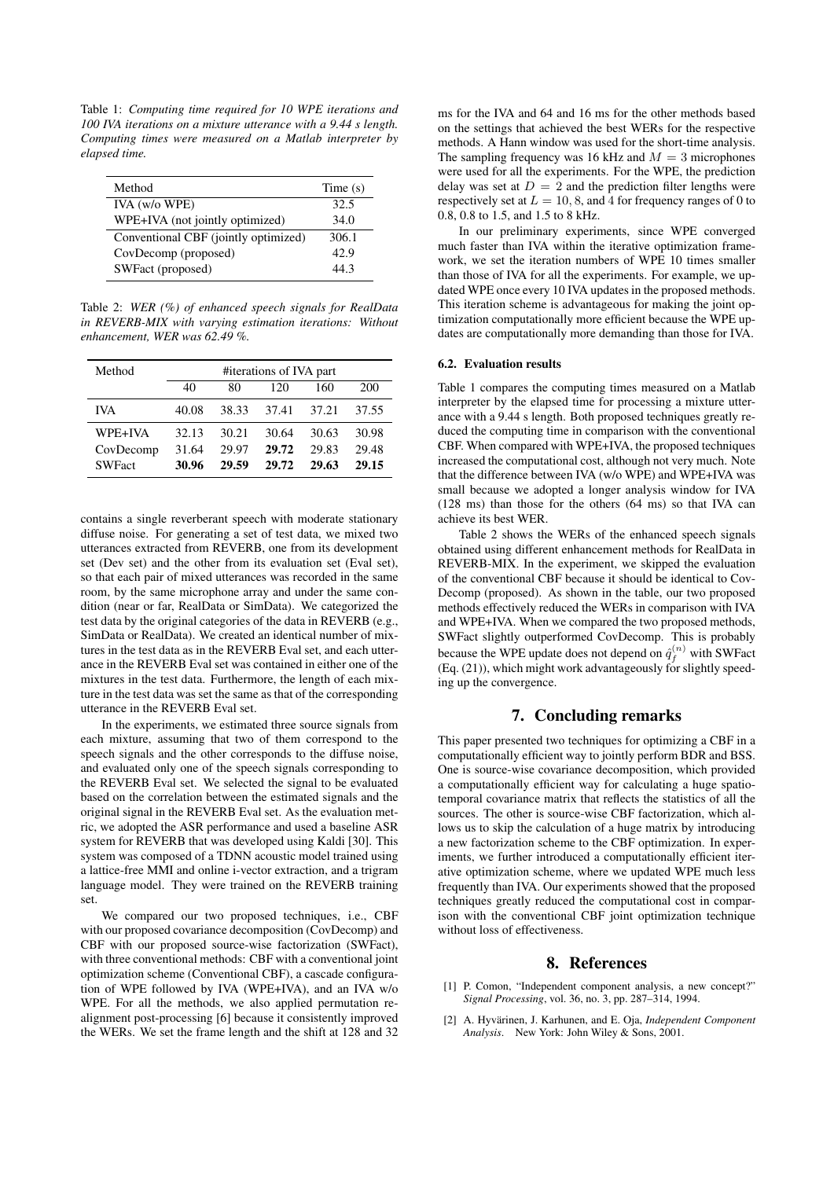Table 1: *Computing time required for 10 WPE iterations and 100 IVA iterations on a mixture utterance with a 9.44 s length. Computing times were measured on a Matlab interpreter by elapsed time.*

| Method | Time (s) |
|---|---|
| IVA (w/o WPE) | 32.5 |
| WPE+IVA (not jointly optimized) | 34.0 |
| Conventional CBF (jointly optimized) | 306.1 |
| CovDecomp (proposed) | 42.9 |
| SWFact (proposed) | 44.3 |

Table 2: *WER (%) of enhanced speech signals for RealData in REVERB-MIX with varying estimation iterations: Without enhancement, WER was 62.49 %.*

| Method | #iterations of IVA part | | | | |
|---|---|---|---|---|---|
| | 40 | 80 | 120 | 160 | 200 |
| IVA | 40.08 | 38.33 | 37.41 | 37.21 | 37.55 |
| WPE+IVA | 32.13 | 30.21 | 30.64 | 30.63 | 30.98 |
| CovDecomp | 31.64 | 29.97 | **29.72** | 29.83 | 29.48 |
| SWFact | **30.96** | **29.59** | **29.72** | **29.63** | **29.15** |

contains a single reverberant speech with moderate stationary diffuse noise. For generating a set of test data, we mixed two utterances extracted from REVERB, one from its development set (Dev set) and the other from its evaluation set (Eval set), so that each pair of mixed utterances was recorded in the same room, by the same microphone array and under the same condition (near or far, RealData or SimData). We categorized the test data by the original categories of the data in REVERB (e.g., SimData or RealData). We created an identical number of mixtures in the test data as in the REVERB Eval set, and each utterance in the REVERB Eval set was contained in either one of the mixtures in the test data. Furthermore, the length of each mixture in the test data was set the same as that of the corresponding utterance in the REVERB Eval set.

In the experiments, we estimated three source signals from each mixture, assuming that two of them correspond to the speech signals and the other corresponds to the diffuse noise, and evaluated only one of the speech signals corresponding to the REVERB Eval set. We selected the signal to be evaluated based on the correlation between the estimated signals and the original signal in the REVERB Eval set. As the evaluation metric, we adopted the ASR performance and used a baseline ASR system for REVERB that was developed using Kaldi [30]. This system was composed of a TDNN acoustic model trained using a lattice-free MMI and online i-vector extraction, and a trigram language model. They were trained on the REVERB training set.

We compared our two proposed techniques, i.e., CBF with our proposed covariance decomposition (CovDecomp) and CBF with our proposed source-wise factorization (SWFact), with three conventional methods: CBF with a conventional joint optimization scheme (Conventional CBF), a cascade configuration of WPE followed by IVA (WPE+IVA), and an IVA w/o WPE. For all the methods, we also applied permutation realignment post-processing [6] because it consistently improved the WERs. We set the frame length and the shift at 128 and 32 ms for the IVA and 64 and 16 ms for the other methods based on the settings that achieved the best WERs for the respective methods. A Hann window was used for the short-time analysis. The sampling frequency was 16 kHz and $M = 3$ microphones were used for all the experiments. For the WPE, the prediction delay was set at $D = 2$ and the prediction filter lengths were respectively set at $L = 10, 8$, and $4$ for frequency ranges of 0 to 0.8, 0.8 to 1.5, and 1.5 to 8 kHz.

In our preliminary experiments, since WPE converged much faster than IVA within the iterative optimization framework, we set the iteration numbers of WPE 10 times smaller than those of IVA for all the experiments. For example, we updated WPE once every 10 IVA updates in the proposed methods. This iteration scheme is advantageous for making the joint optimization computationally more efficient because the WPE updates are computationally more demanding than those for IVA.

### 6.2. Evaluation results

Table 1 compares the computing times measured on a Matlab interpreter by the elapsed time for processing a mixture utterance with a 9.44 s length. Both proposed techniques greatly reduced the computing time in comparison with the conventional CBF. When compared with WPE+IVA, the proposed techniques increased the computational cost, although not very much. Note that the difference between IVA (w/o WPE) and WPE+IVA was small because we adopted a longer analysis window for IVA (128 ms) than those for the others (64 ms) so that IVA can achieve its best WER.

Table 2 shows the WERs of the enhanced speech signals obtained using different enhancement methods for RealData in REVERB-MIX. In the experiment, we skipped the evaluation of the conventional CBF because it should be identical to CovDecomp (proposed). As shown in the table, our two proposed methods effectively reduced the WERs in comparison with IVA and WPE+IVA. When we compared the two proposed methods, SWFact slightly outperformed CovDecomp. This is probably because the WPE update does not depend on $\hat{q}_f^{(n)}$ with SWFact (Eq. (21)), which might work advantageously for slightly speeding up the convergence.

## 7. Concluding remarks

This paper presented two techniques for optimizing a CBF in a computationally efficient way to jointly perform BDR and BSS. One is source-wise covariance decomposition, which provided a computationally efficient way for calculating a huge spatio-temporal covariance matrix that reflects the statistics of all the sources. The other is source-wise CBF factorization, which allows us to skip the calculation of a huge matrix by introducing a new factorization scheme to the CBF optimization. In experiments, we further introduced a computationally efficient iterative optimization scheme, where we updated WPE much less frequently than IVA. Our experiments showed that the proposed techniques greatly reduced the computational cost in comparison with the conventional CBF joint optimization technique without loss of effectiveness.

## 8. References

[1] P. Comon, "Independent component analysis, a new concept?" *Signal Processing*, vol. 36, no. 3, pp. 287–314, 1994.

[2] A. Hyvärinen, J. Karhunen, and E. Oja, *Independent Component Analysis*. New York: John Wiley & Sons, 2001.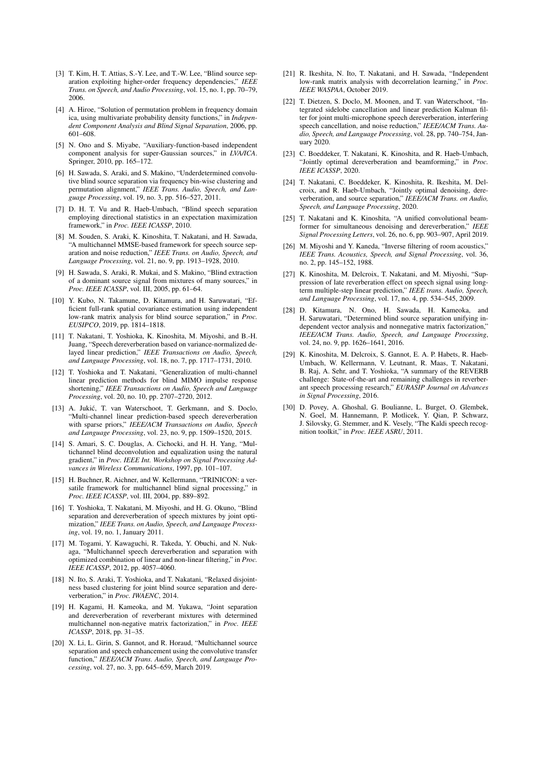[3] T. Kim, H. T. Attias, S.-Y. Lee, and T.-W. Lee, "Blind source separation exploiting higher-order frequency dependencies," *IEEE Trans. on Speech, and Audio Processing*, vol. 15, no. 1, pp. 70–79, 2006.

[4] A. Hiroe, "Solution of permutation problem in frequency domain ica, using multivariate probability density functions," in *Independent Component Analysis and Blind Signal Separation*, 2006, pp. 601–608.

[5] N. Ono and S. Miyabe, "Auxiliary-function-based independent component analysis for super-Gaussian sources," in *LVA/ICA*. Springer, 2010, pp. 165–172.

[6] H. Sawada, S. Araki, and S. Makino, "Underdetermined convolutive blind source separation via frequency bin-wise clustering and permutation alignment," *IEEE Trans. Audio, Speech, and Language Processing*, vol. 19, no. 3, pp. 516–527, 2011.

[7] D. H. T. Vu and R. Haeb-Umbach, "Blind speech separation employing directional statistics in an expectation maximization framework," in *Proc. IEEE ICASSP*, 2010.

[8] M. Souden, S. Araki, K. Kinoshita, T. Nakatani, and H. Sawada, "A multichannel MMSE-based framework for speech source separation and noise reduction," *IEEE Trans. on Audio, Speech, and Language Processing*, vol. 21, no. 9, pp. 1913–1928, 2010.

[9] H. Sawada, S. Araki, R. Mukai, and S. Makino, "Blind extraction of a dominant source signal from mixtures of many sources," in *Proc. IEEE ICASSP*, vol. III, 2005, pp. 61–64.

[10] Y. Kubo, N. Takamune, D. Kitamura, and H. Saruwatari, "Efficient full-rank spatial covariance estimation using independent low-rank matrix analysis for blind source separation," in *Proc. EUSIPCO*, 2019, pp. 1814–1818.

[11] T. Nakatani, T. Yoshioka, K. Kinoshita, M. Miyoshi, and B.-H. Juang, "Speech dereverberation based on variance-normalized delayed linear prediction," *IEEE Transactions on Audio, Speech, and Language Processing*, vol. 18, no. 7, pp. 1717–1731, 2010.

[12] T. Yoshioka and T. Nakatani, "Generalization of multi-channel linear prediction methods for blind MIMO impulse response shortening," *IEEE Transactions on Audio, Speech and Language Processing*, vol. 20, no. 10, pp. 2707–2720, 2012.

[13] A. Jukić, T. van Waterschoot, T. Gerkmann, and S. Doclo, "Multi-channel linear prediction-based speech dereverberation with sparse priors," *IEEE/ACM Transactions on Audio, Speech and Language Processing*, vol. 23, no. 9, pp. 1509–1520, 2015.

[14] S. Amari, S. C. Douglas, A. Cichocki, and H. H. Yang, "Multichannel blind deconvolution and equalization using the natural gradient," in *Proc. IEEE Int. Workshop on Signal Processing Advances in Wireless Communications*, 1997, pp. 101–107.

[15] H. Buchner, R. Aichner, and W. Kellermann, "TRINICON: a versatile framework for multichannel blind signal processing," in *Proc. IEEE ICASSP*, vol. III, 2004, pp. 889–892.

[16] T. Yoshioka, T. Nakatani, M. Miyoshi, and H. G. Okuno, "Blind separation and dereverberation of speech mixtures by joint optimization," *IEEE Trans. on Audio, Speech, and Language Processing*, vol. 19, no. 1, January 2011.

[17] M. Togami, Y. Kawaguchi, R. Takeda, Y. Obuchi, and N. Nukaga, "Multichannel speech dereverberation and separation with optimized combination of linear and non-linear filtering," in *Proc. IEEE ICASSP*, 2012, pp. 4057–4060.

[18] N. Ito, S. Araki, T. Yoshioka, and T. Nakatani, "Relaxed disjointness based clustering for joint blind source separation and dereverberation," in *Proc. IWAENC*, 2014.

[19] H. Kagami, H. Kameoka, and M. Yukawa, "Joint separation and dereverberation of reverberant mixtures with determined multichannel non-negative matrix factorization," in *Proc. IEEE ICASSP*, 2018, pp. 31–35.

[20] X. Li, L. Girin, S. Gannot, and R. Horaud, "Multichannel source separation and speech enhancement using the convolutive transfer function," *IEEE/ACM Trans. Audio, Speech, and Language Processing*, vol. 27, no. 3, pp. 645–659, March 2019.

[21] R. Ikeshita, N. Ito, T. Nakatani, and H. Sawada, "Independent low-rank matrix analysis with decorrelation learning," in *Proc. IEEE WASPAA*, October 2019.

[22] T. Dietzen, S. Doclo, M. Moonen, and T. van Waterschoot, "Integrated sidelobe cancellation and linear prediction Kalman filter for joint multi-microphone speech dereverberation, interfering speech cancellation, and noise reduction," *IEEE/ACM Trans. Audio, Speech, and Language Processing*, vol. 28, pp. 740–754, January 2020.

[23] C. Boeddeker, T. Nakatani, K. Kinoshita, and R. Haeb-Umbach, "Jointly optimal dereverberation and beamforming," in *Proc. IEEE ICASSP*, 2020.

[24] T. Nakatani, C. Boeddeker, K. Kinoshita, R. Ikeshita, M. Delcroix, and R. Haeb-Umbach, "Jointly optimal denoising, dereverberation, and source separation," *IEEE/ACM Trans. on Audio, Speech, and Language Processing*, 2020.

[25] T. Nakatani and K. Kinoshita, "A unified convolutional beamformer for simultaneous denoising and dereverberation," *IEEE Signal Processing Letters*, vol. 26, no. 6, pp. 903–907, April 2019.

[26] M. Miyoshi and Y. Kaneda, "Inverse filtering of room acoustics," *IEEE Trans. Acoustics, Speech, and Signal Processing*, vol. 36, no. 2, pp. 145–152, 1988.

[27] K. Kinoshita, M. Delcroix, T. Nakatani, and M. Miyoshi, "Suppression of late reverberation effect on speech signal using long-term multiple-step linear prediction," *IEEE trans. Audio, Speech, and Language Processing*, vol. 17, no. 4, pp. 534–545, 2009.

[28] D. Kitamura, N. Ono, H. Sawada, H. Kameoka, and H. Saruwatari, "Determined blind source separation unifying independent vector analysis and nonnegative matrix factorization," *IEEE/ACM Trans. Audio, Speech, and Language Processing*, vol. 24, no. 9, pp. 1626–1641, 2016.

[29] K. Kinoshita, M. Delcroix, S. Gannot, E. A. P. Habets, R. Haeb-Umbach, W. Kellermann, V. Leutnant, R. Maas, T. Nakatani, B. Raj, A. Sehr, and T. Yoshioka, "A summary of the REVERB challenge: State-of-the-art and remaining challenges in reverberant speech processing research," *EURASIP Journal on Advances in Signal Processing*, 2016.

[30] D. Povey, A. Ghoshal, G. Boulianne, L. Burget, O. Glembek, N. Goel, M. Hannemann, P. Motlicek, Y. Qian, P. Schwarz, J. Silovsky, G. Stemmer, and K. Vesely, "The Kaldi speech recognition toolkit," in *Proc. IEEE ASRU*, 2011.